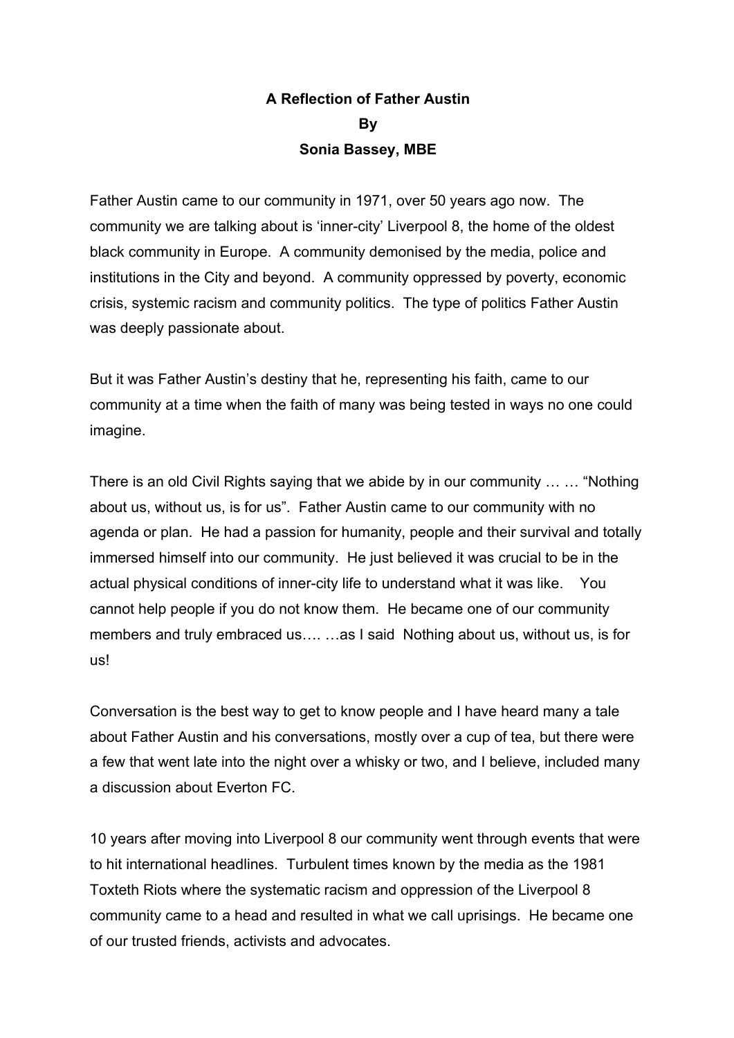**A Reflection of Father Austin**

**By**

**Sonia Bassey, MBE**

Father Austin came to our community in 1971, over 50 years ago now. The community we are talking about is 'inner-city' Liverpool 8, the home of the oldest black community in Europe. A community demonised by the media, police and institutions in the City and beyond. A community oppressed by poverty, economic crisis, systemic racism and community politics. The type of politics Father Austin was deeply passionate about.

But it was Father Austin's destiny that he, representing his faith, came to our community at a time when the faith of many was being tested in ways no one could imagine.

There is an old Civil Rights saying that we abide by in our community … … "Nothing about us, without us, is for us". Father Austin came to our community with no agenda or plan. He had a passion for humanity, people and their survival and totally immersed himself into our community. He just believed it was crucial to be in the actual physical conditions of inner-city life to understand what it was like. You cannot help people if you do not know them. He became one of our community members and truly embraced us…. …as I said Nothing about us, without us, is for us!

Conversation is the best way to get to know people and I have heard many a tale about Father Austin and his conversations, mostly over a cup of tea, but there were a few that went late into the night over a whisky or two, and I believe, included many a discussion about Everton FC.

10 years after moving into Liverpool 8 our community went through events that were to hit international headlines. Turbulent times known by the media as the 1981 Toxteth Riots where the systematic racism and oppression of the Liverpool 8 community came to a head and resulted in what we call uprisings. He became one of our trusted friends, activists and advocates.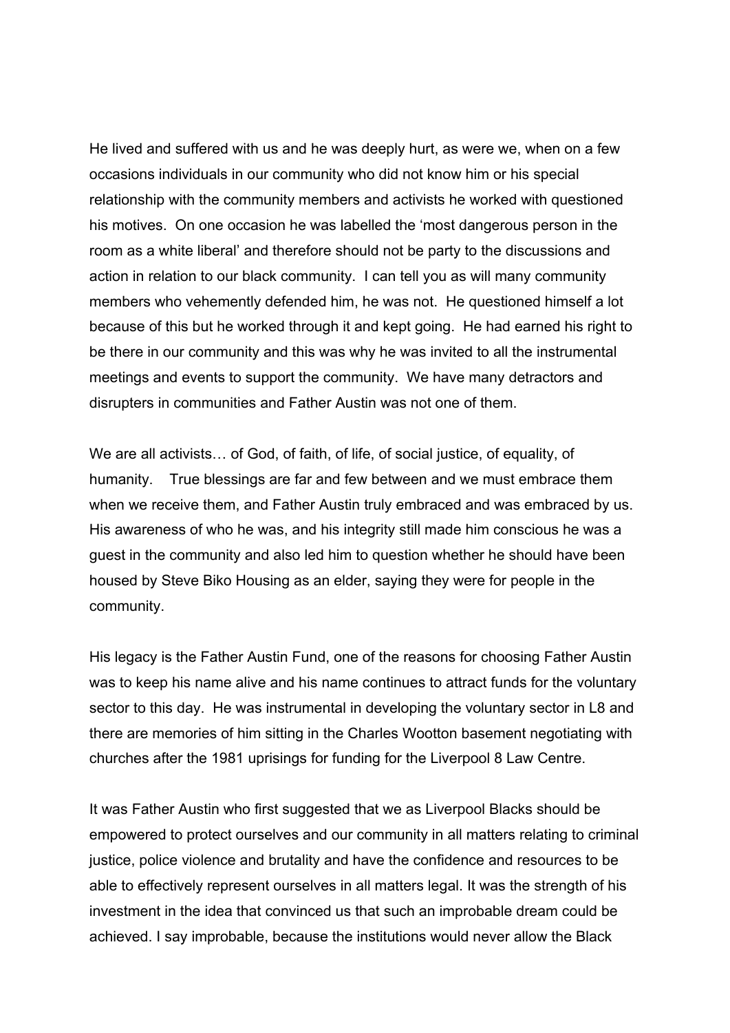He lived and suffered with us and he was deeply hurt, as were we, when on a few occasions individuals in our community who did not know him or his special relationship with the community members and activists he worked with questioned his motives. On one occasion he was labelled the 'most dangerous person in the room as a white liberal' and therefore should not be party to the discussions and action in relation to our black community. I can tell you as will many community members who vehemently defended him, he was not. He questioned himself a lot because of this but he worked through it and kept going. He had earned his right to be there in our community and this was why he was invited to all the instrumental meetings and events to support the community. We have many detractors and disrupters in communities and Father Austin was not one of them.

We are all activists… of God, of faith, of life, of social justice, of equality, of humanity. True blessings are far and few between and we must embrace them when we receive them, and Father Austin truly embraced and was embraced by us. His awareness of who he was, and his integrity still made him conscious he was a guest in the community and also led him to question whether he should have been housed by Steve Biko Housing as an elder, saying they were for people in the community.

His legacy is the Father Austin Fund, one of the reasons for choosing Father Austin was to keep his name alive and his name continues to attract funds for the voluntary sector to this day. He was instrumental in developing the voluntary sector in L8 and there are memories of him sitting in the Charles Wootton basement negotiating with churches after the 1981 uprisings for funding for the Liverpool 8 Law Centre.

It was Father Austin who first suggested that we as Liverpool Blacks should be empowered to protect ourselves and our community in all matters relating to criminal justice, police violence and brutality and have the confidence and resources to be able to effectively represent ourselves in all matters legal. It was the strength of his investment in the idea that convinced us that such an improbable dream could be achieved. I say improbable, because the institutions would never allow the Black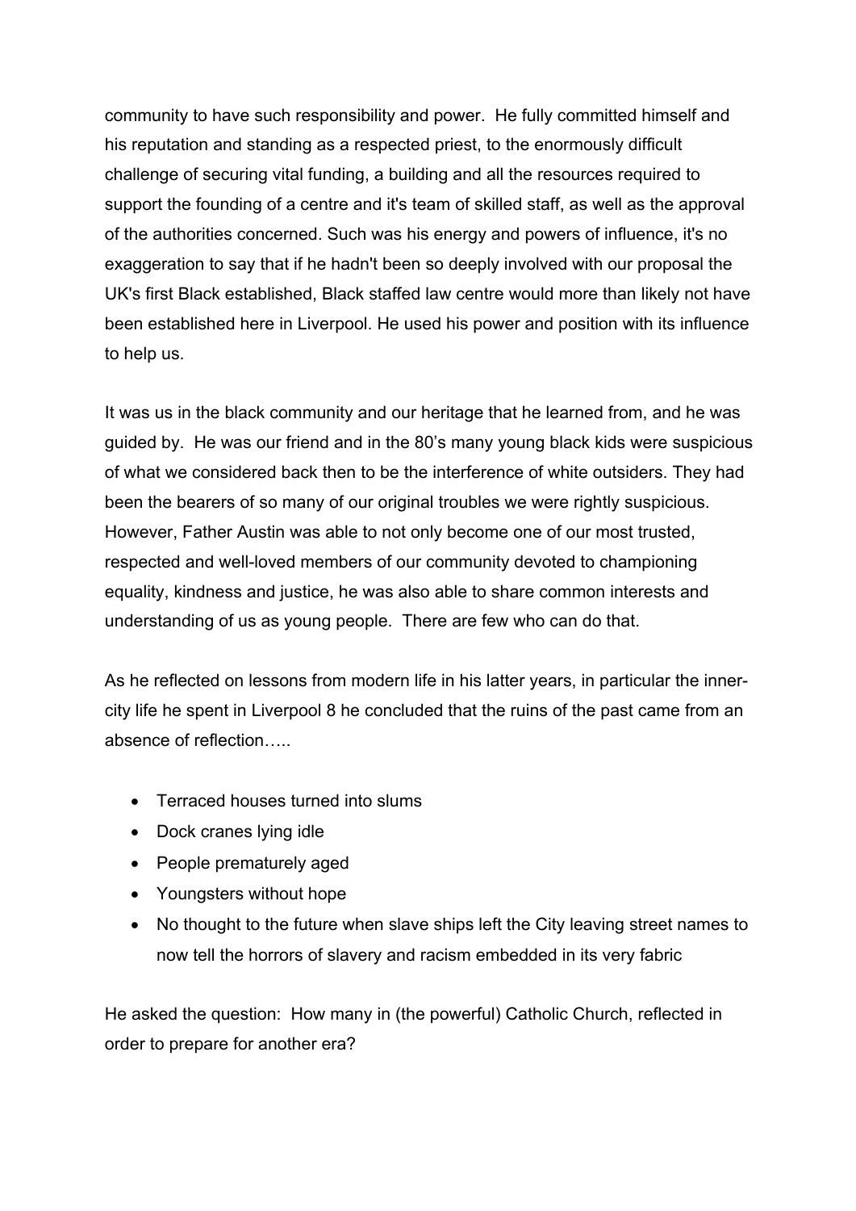community to have such responsibility and power. He fully committed himself and his reputation and standing as a respected priest, to the enormously difficult challenge of securing vital funding, a building and all the resources required to support the founding of a centre and it's team of skilled staff, as well as the approval of the authorities concerned. Such was his energy and powers of influence, it's no exaggeration to say that if he hadn't been so deeply involved with our proposal the UK's first Black established, Black staffed law centre would more than likely not have been established here in Liverpool. He used his power and position with its influence to help us.

It was us in the black community and our heritage that he learned from, and he was guided by. He was our friend and in the 80's many young black kids were suspicious of what we considered back then to be the interference of white outsiders. They had been the bearers of so many of our original troubles we were rightly suspicious. However, Father Austin was able to not only become one of our most trusted, respected and well-loved members of our community devoted to championing equality, kindness and justice, he was also able to share common interests and understanding of us as young people. There are few who can do that.

As he reflected on lessons from modern life in his latter years, in particular the inner-city life he spent in Liverpool 8 he concluded that the ruins of the past came from an absence of reflection…..

- Terraced houses turned into slums
- Dock cranes lying idle
- People prematurely aged
- Youngsters without hope
- No thought to the future when slave ships left the City leaving street names to now tell the horrors of slavery and racism embedded in its very fabric

He asked the question: How many in (the powerful) Catholic Church, reflected in order to prepare for another era?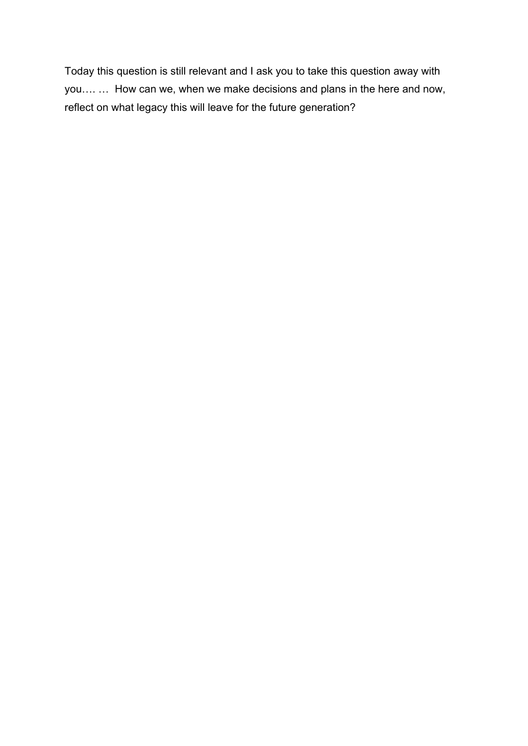Today this question is still relevant and I ask you to take this question away with you…. … How can we, when we make decisions and plans in the here and now, reflect on what legacy this will leave for the future generation?